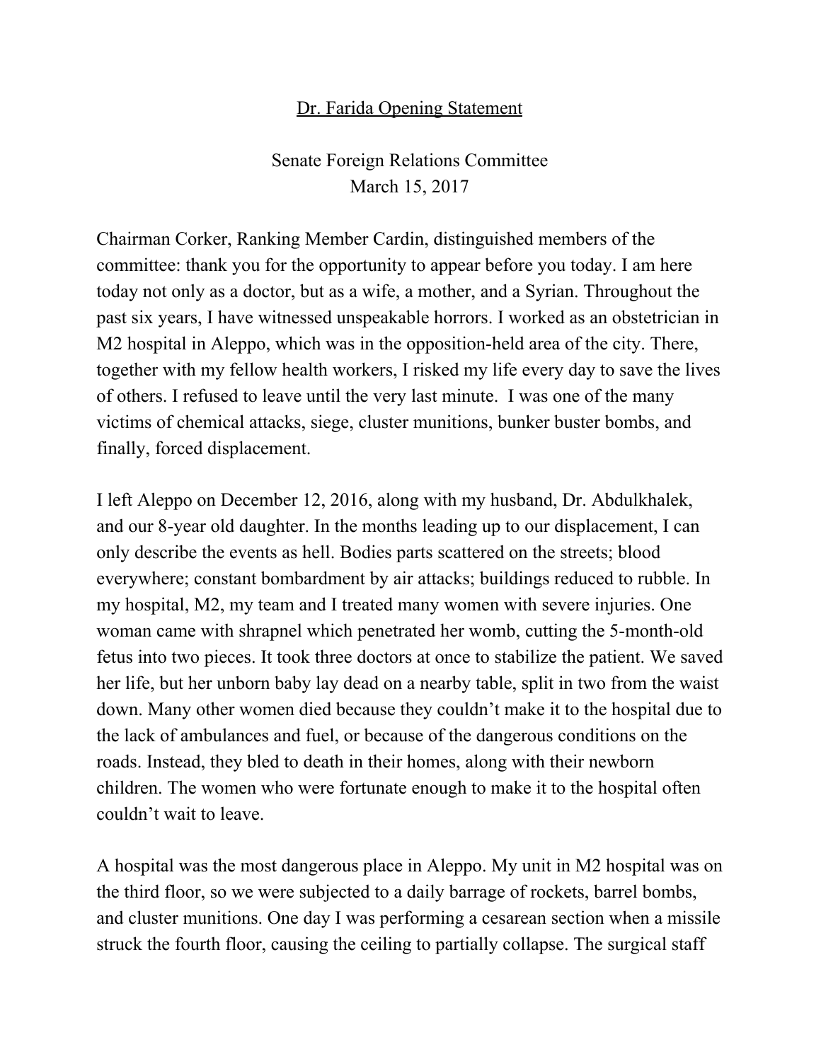# Dr. Farida Opening Statement

Senate Foreign Relations Committee
March 15, 2017

Chairman Corker, Ranking Member Cardin, distinguished members of the committee: thank you for the opportunity to appear before you today. I am here today not only as a doctor, but as a wife, a mother, and a Syrian. Throughout the past six years, I have witnessed unspeakable horrors. I worked as an obstetrician in M2 hospital in Aleppo, which was in the opposition-held area of the city. There, together with my fellow health workers, I risked my life every day to save the lives of others. I refused to leave until the very last minute. I was one of the many victims of chemical attacks, siege, cluster munitions, bunker buster bombs, and finally, forced displacement.

I left Aleppo on December 12, 2016, along with my husband, Dr. Abdulkhalek, and our 8-year old daughter. In the months leading up to our displacement, I can only describe the events as hell. Bodies parts scattered on the streets; blood everywhere; constant bombardment by air attacks; buildings reduced to rubble. In my hospital, M2, my team and I treated many women with severe injuries. One woman came with shrapnel which penetrated her womb, cutting the 5-month-old fetus into two pieces. It took three doctors at once to stabilize the patient. We saved her life, but her unborn baby lay dead on a nearby table, split in two from the waist down. Many other women died because they couldn't make it to the hospital due to the lack of ambulances and fuel, or because of the dangerous conditions on the roads. Instead, they bled to death in their homes, along with their newborn children. The women who were fortunate enough to make it to the hospital often couldn't wait to leave.

A hospital was the most dangerous place in Aleppo. My unit in M2 hospital was on the third floor, so we were subjected to a daily barrage of rockets, barrel bombs, and cluster munitions. One day I was performing a cesarean section when a missile struck the fourth floor, causing the ceiling to partially collapse. The surgical staff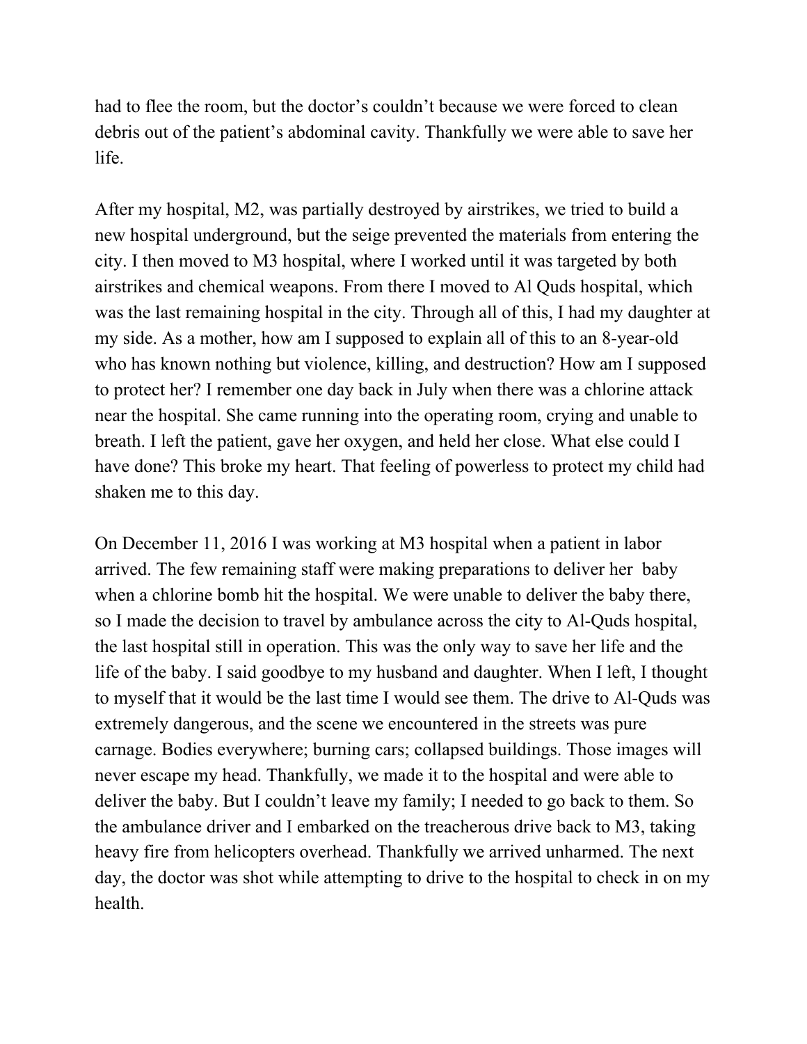had to flee the room, but the doctor's couldn't because we were forced to clean debris out of the patient's abdominal cavity. Thankfully we were able to save her life.

After my hospital, M2, was partially destroyed by airstrikes, we tried to build a new hospital underground, but the seige prevented the materials from entering the city. I then moved to M3 hospital, where I worked until it was targeted by both airstrikes and chemical weapons. From there I moved to Al Quds hospital, which was the last remaining hospital in the city. Through all of this, I had my daughter at my side. As a mother, how am I supposed to explain all of this to an 8-year-old who has known nothing but violence, killing, and destruction? How am I supposed to protect her? I remember one day back in July when there was a chlorine attack near the hospital. She came running into the operating room, crying and unable to breath. I left the patient, gave her oxygen, and held her close. What else could I have done? This broke my heart. That feeling of powerless to protect my child had shaken me to this day.

On December 11, 2016 I was working at M3 hospital when a patient in labor arrived. The few remaining staff were making preparations to deliver her baby when a chlorine bomb hit the hospital. We were unable to deliver the baby there, so I made the decision to travel by ambulance across the city to Al-Quds hospital, the last hospital still in operation. This was the only way to save her life and the life of the baby. I said goodbye to my husband and daughter. When I left, I thought to myself that it would be the last time I would see them. The drive to Al-Quds was extremely dangerous, and the scene we encountered in the streets was pure carnage. Bodies everywhere; burning cars; collapsed buildings. Those images will never escape my head. Thankfully, we made it to the hospital and were able to deliver the baby. But I couldn't leave my family; I needed to go back to them. So the ambulance driver and I embarked on the treacherous drive back to M3, taking heavy fire from helicopters overhead. Thankfully we arrived unharmed. The next day, the doctor was shot while attempting to drive to the hospital to check in on my health.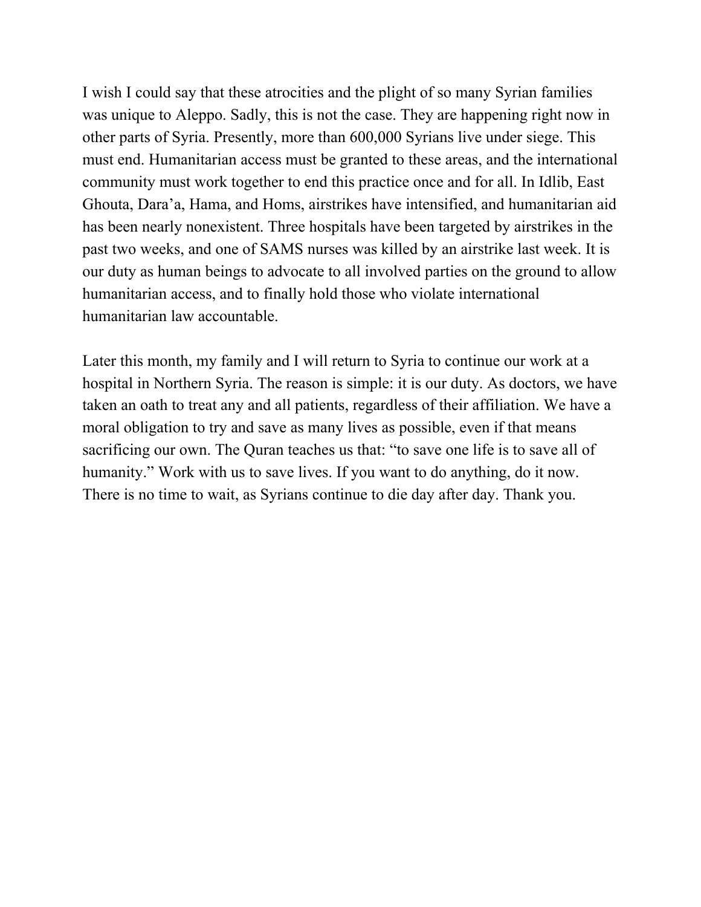I wish I could say that these atrocities and the plight of so many Syrian families was unique to Aleppo. Sadly, this is not the case. They are happening right now in other parts of Syria. Presently, more than 600,000 Syrians live under siege. This must end. Humanitarian access must be granted to these areas, and the international community must work together to end this practice once and for all. In Idlib, East Ghouta, Dara'a, Hama, and Homs, airstrikes have intensified, and humanitarian aid has been nearly nonexistent. Three hospitals have been targeted by airstrikes in the past two weeks, and one of SAMS nurses was killed by an airstrike last week. It is our duty as human beings to advocate to all involved parties on the ground to allow humanitarian access, and to finally hold those who violate international humanitarian law accountable.

Later this month, my family and I will return to Syria to continue our work at a hospital in Northern Syria. The reason is simple: it is our duty. As doctors, we have taken an oath to treat any and all patients, regardless of their affiliation. We have a moral obligation to try and save as many lives as possible, even if that means sacrificing our own. The Quran teaches us that: "to save one life is to save all of humanity." Work with us to save lives. If you want to do anything, do it now. There is no time to wait, as Syrians continue to die day after day. Thank you.